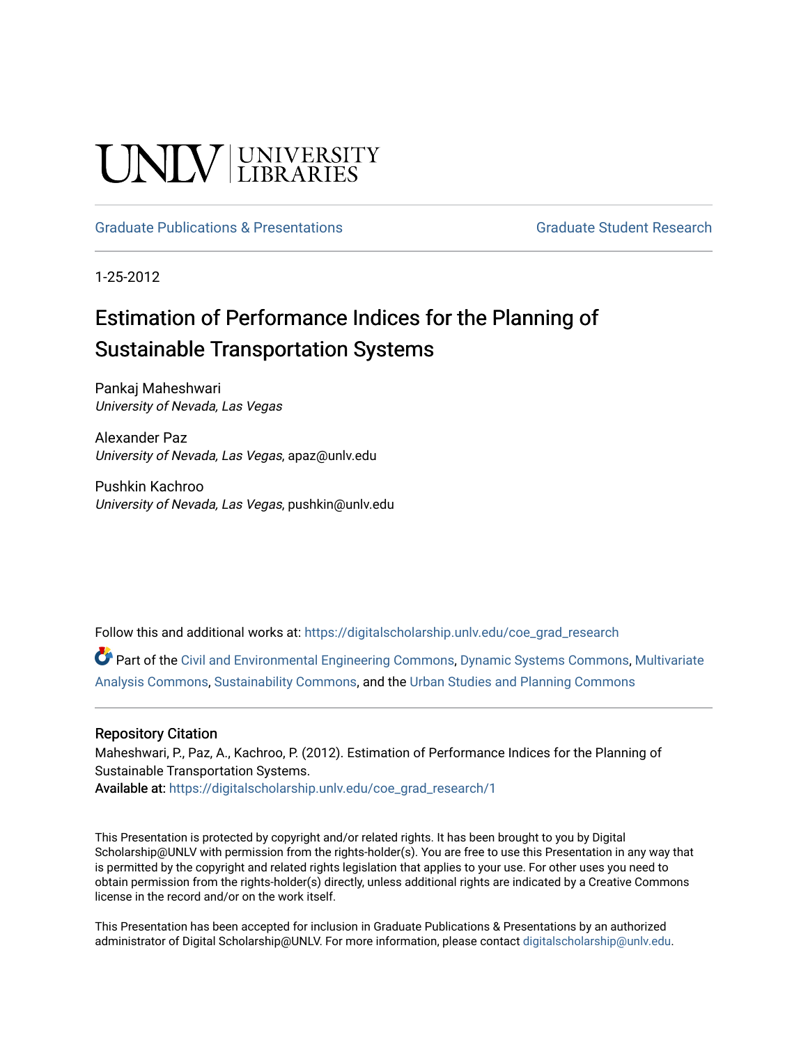UNLV | UNIVERSITY LIBRARIES

Graduate Publications & Presentations — Graduate Student Research

1-25-2012

# Estimation of Performance Indices for the Planning of Sustainable Transportation Systems

Pankaj Maheshwari
*University of Nevada, Las Vegas*

Alexander Paz
*University of Nevada, Las Vegas*, apaz@unlv.edu

Pushkin Kachroo
*University of Nevada, Las Vegas*, pushkin@unlv.edu

Follow this and additional works at: https://digitalscholarship.unlv.edu/coe_grad_research

Part of the Civil and Environmental Engineering Commons, Dynamic Systems Commons, Multivariate Analysis Commons, Sustainability Commons, and the Urban Studies and Planning Commons

## Repository Citation

Maheshwari, P., Paz, A., Kachroo, P. (2012). Estimation of Performance Indices for the Planning of Sustainable Transportation Systems.
**Available at:** https://digitalscholarship.unlv.edu/coe_grad_research/1

This Presentation is protected by copyright and/or related rights. It has been brought to you by Digital Scholarship@UNLV with permission from the rights-holder(s). You are free to use this Presentation in any way that is permitted by the copyright and related rights legislation that applies to your use. For other uses you need to obtain permission from the rights-holder(s) directly, unless additional rights are indicated by a Creative Commons license in the record and/or on the work itself.

This Presentation has been accepted for inclusion in Graduate Publications & Presentations by an authorized administrator of Digital Scholarship@UNLV. For more information, please contact digitalscholarship@unlv.edu.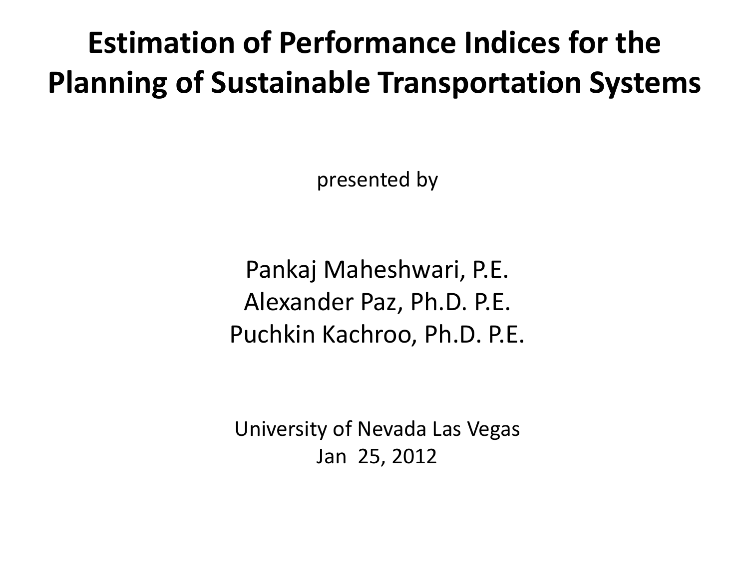# Estimation of Performance Indices for the Planning of Sustainable Transportation Systems

presented by

Pankaj Maheshwari, P.E.
Alexander Paz, Ph.D. P.E.
Puchkin Kachroo, Ph.D. P.E.

University of Nevada Las Vegas
Jan 25, 2012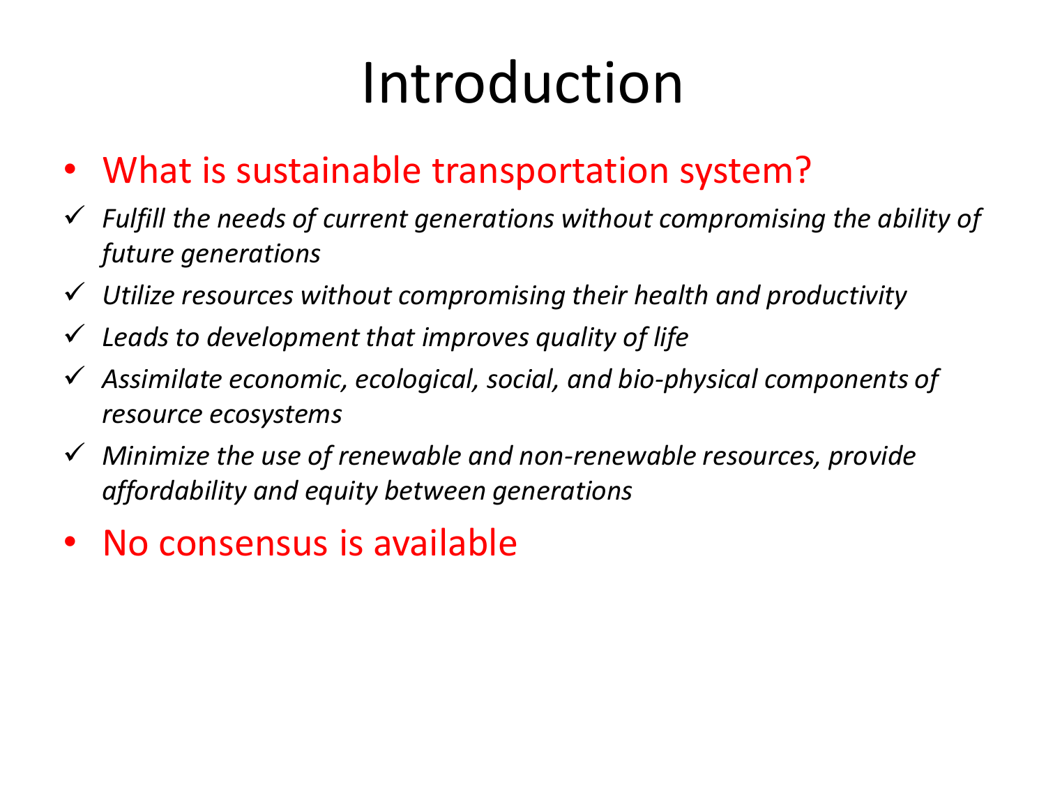# Introduction

- What is sustainable transportation system?
  - ✓ *Fulfill the needs of current generations without compromising the ability of future generations*
  - ✓ *Utilize resources without compromising their health and productivity*
  - ✓ *Leads to development that improves quality of life*
  - ✓ *Assimilate economic, ecological, social, and bio-physical components of resource ecosystems*
  - ✓ *Minimize the use of renewable and non-renewable resources, provide affordability and equity between generations*
- No consensus is available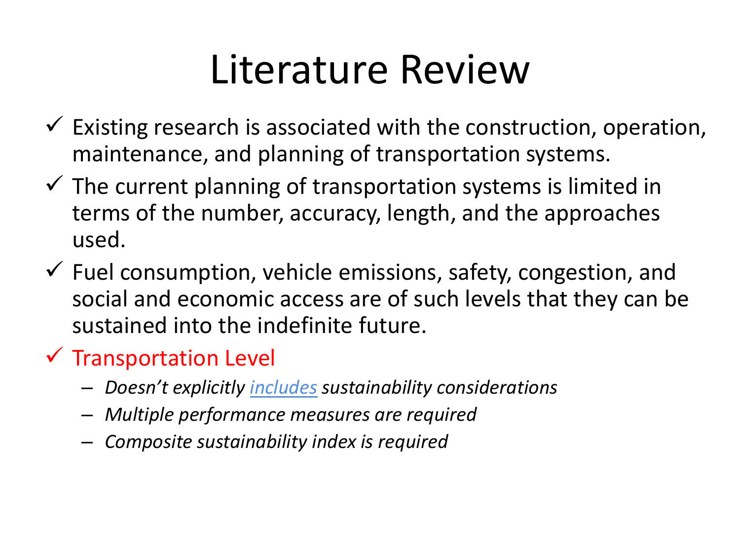# Literature Review

- ✓ Existing research is associated with the construction, operation, maintenance, and planning of transportation systems.
- ✓ The current planning of transportation systems is limited in terms of the number, accuracy, length, and the approaches used.
- ✓ Fuel consumption, vehicle emissions, safety, congestion, and social and economic access are of such levels that they can be sustained into the indefinite future.
- ✓ Transportation Level
  - *Doesn't explicitly includes sustainability considerations*
  - *Multiple performance measures are required*
  - *Composite sustainability index is required*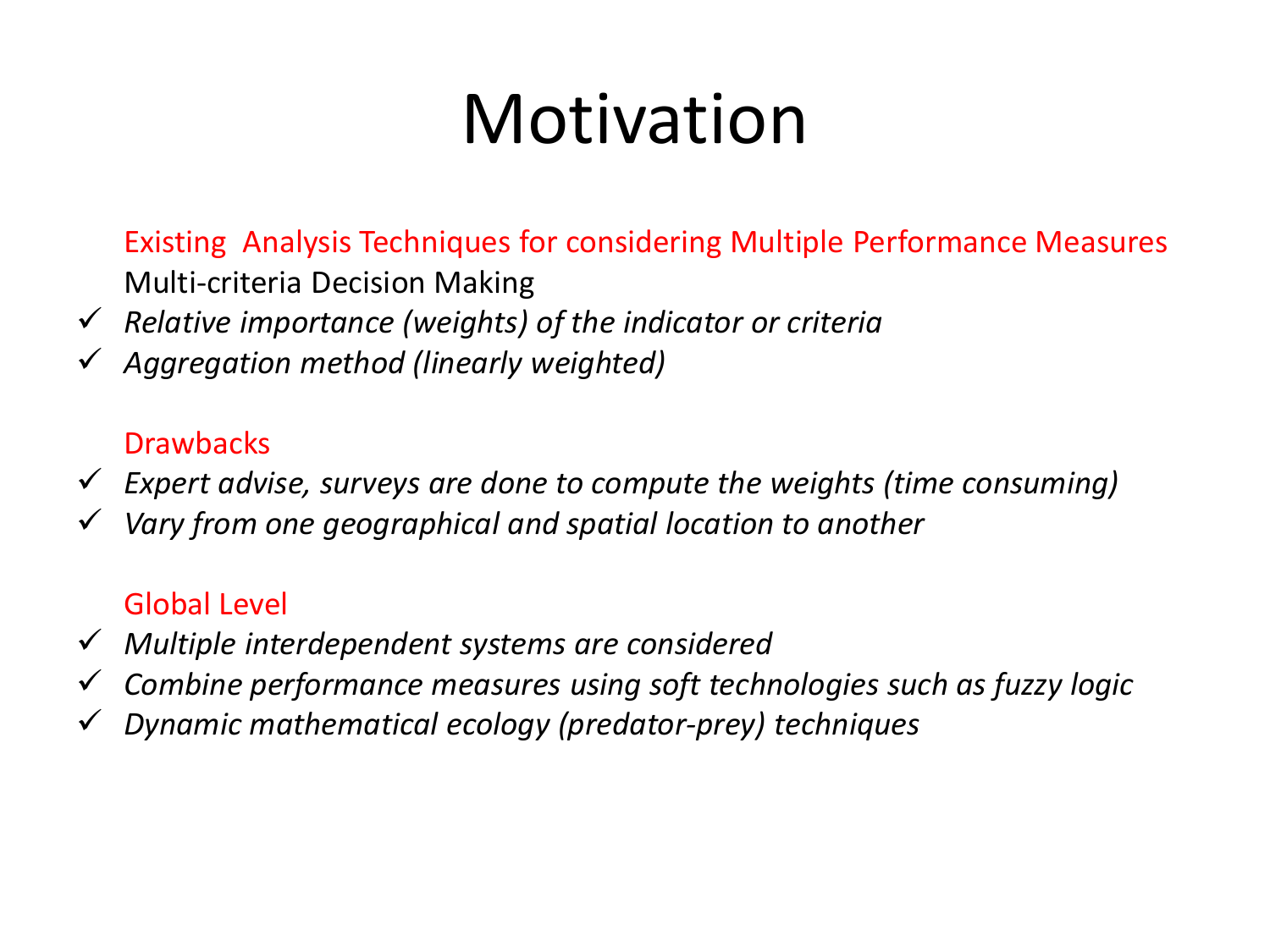# Motivation

Existing Analysis Techniques for considering Multiple Performance Measures

Multi-criteria Decision Making

- ✓ *Relative importance (weights) of the indicator or criteria*
- ✓ *Aggregation method (linearly weighted)*

Drawbacks

- ✓ *Expert advise, surveys are done to compute the weights (time consuming)*
- ✓ *Vary from one geographical and spatial location to another*

Global Level

- ✓ *Multiple interdependent systems are considered*
- ✓ *Combine performance measures using soft technologies such as fuzzy logic*
- ✓ *Dynamic mathematical ecology (predator-prey) techniques*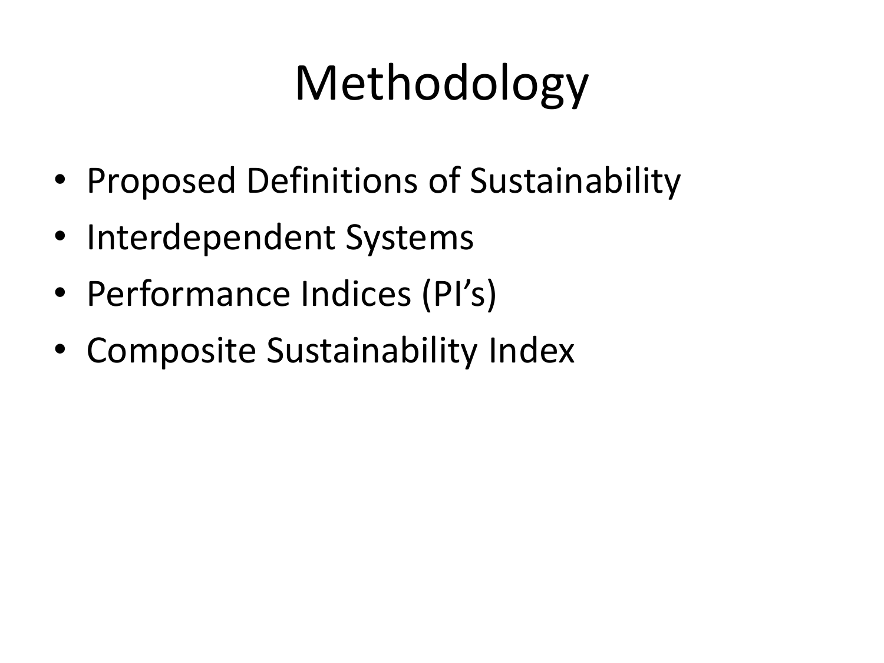# Methodology

- Proposed Definitions of Sustainability
- Interdependent Systems
- Performance Indices (PI's)
- Composite Sustainability Index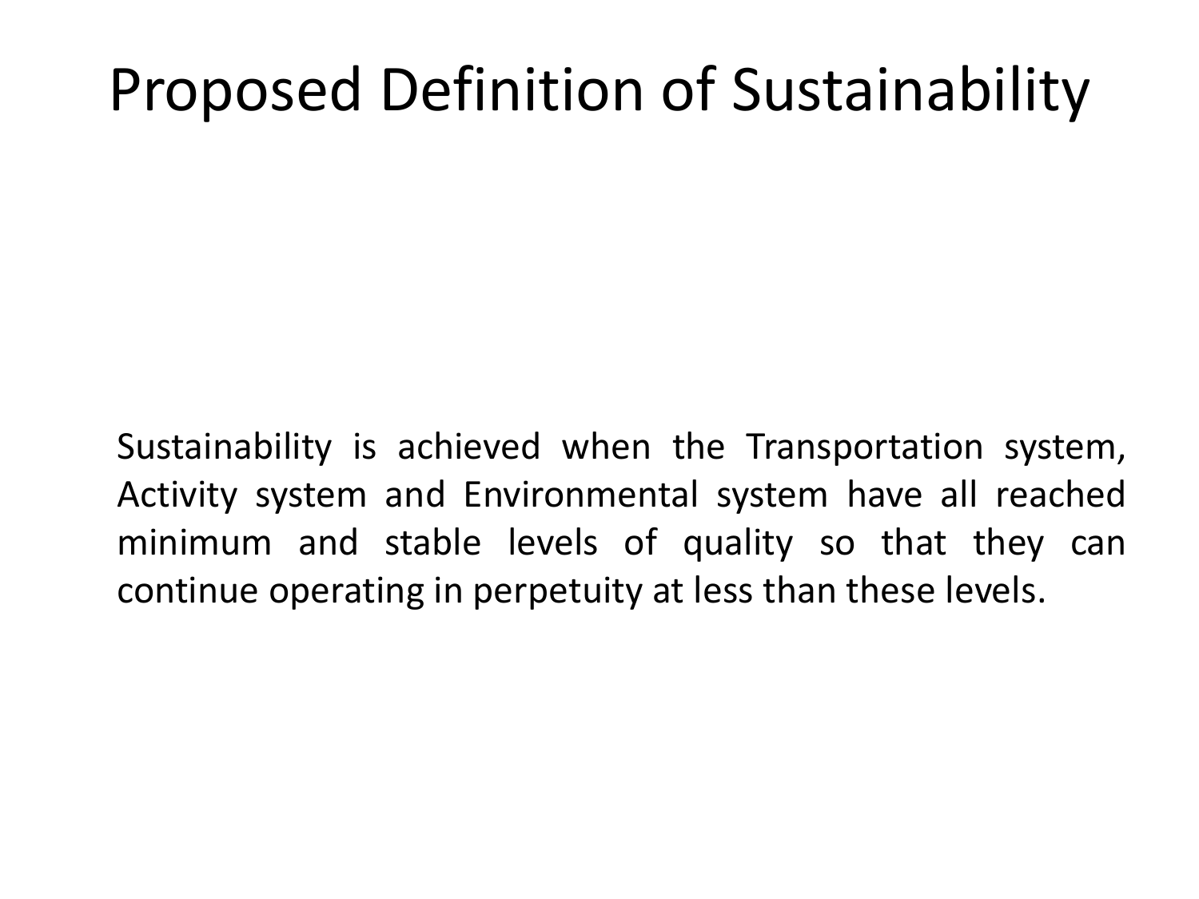# Proposed Definition of Sustainability

Sustainability is achieved when the Transportation system, Activity system and Environmental system have all reached minimum and stable levels of quality so that they can continue operating in perpetuity at less than these levels.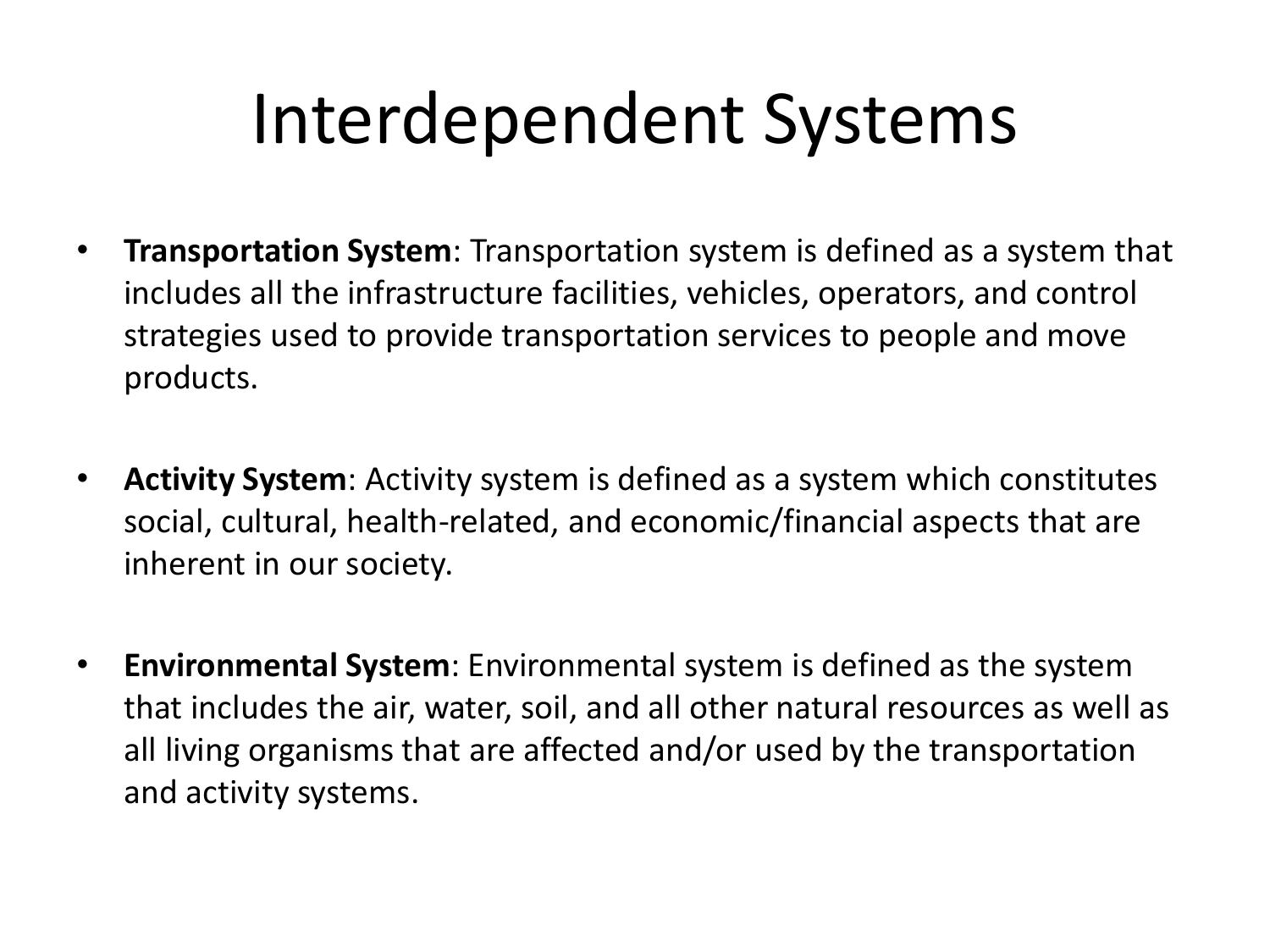# Interdependent Systems

- **Transportation System**: Transportation system is defined as a system that includes all the infrastructure facilities, vehicles, operators, and control strategies used to provide transportation services to people and move products.

- **Activity System**: Activity system is defined as a system which constitutes social, cultural, health-related, and economic/financial aspects that are inherent in our society.

- **Environmental System**: Environmental system is defined as the system that includes the air, water, soil, and all other natural resources as well as all living organisms that are affected and/or used by the transportation and activity systems.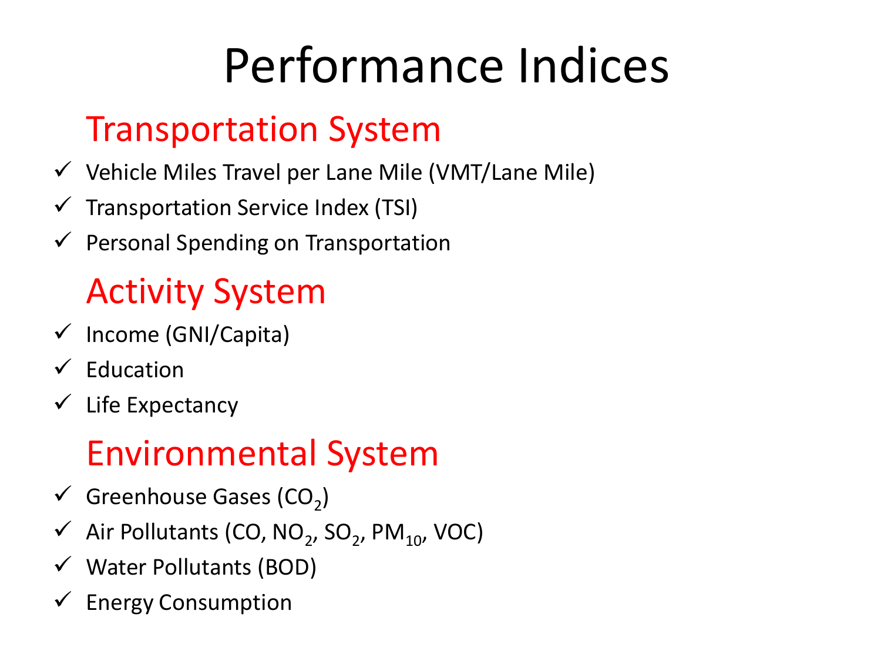# Performance Indices

## Transportation System

- ✓ Vehicle Miles Travel per Lane Mile (VMT/Lane Mile)
- ✓ Transportation Service Index (TSI)
- ✓ Personal Spending on Transportation

## Activity System

- ✓ Income (GNI/Capita)
- ✓ Education
- ✓ Life Expectancy

## Environmental System

- ✓ Greenhouse Gases ($CO_2$)
- ✓ Air Pollutants ($CO$, $NO_2$, $SO_2$, $PM_{10}$, VOC)
- ✓ Water Pollutants (BOD)
- ✓ Energy Consumption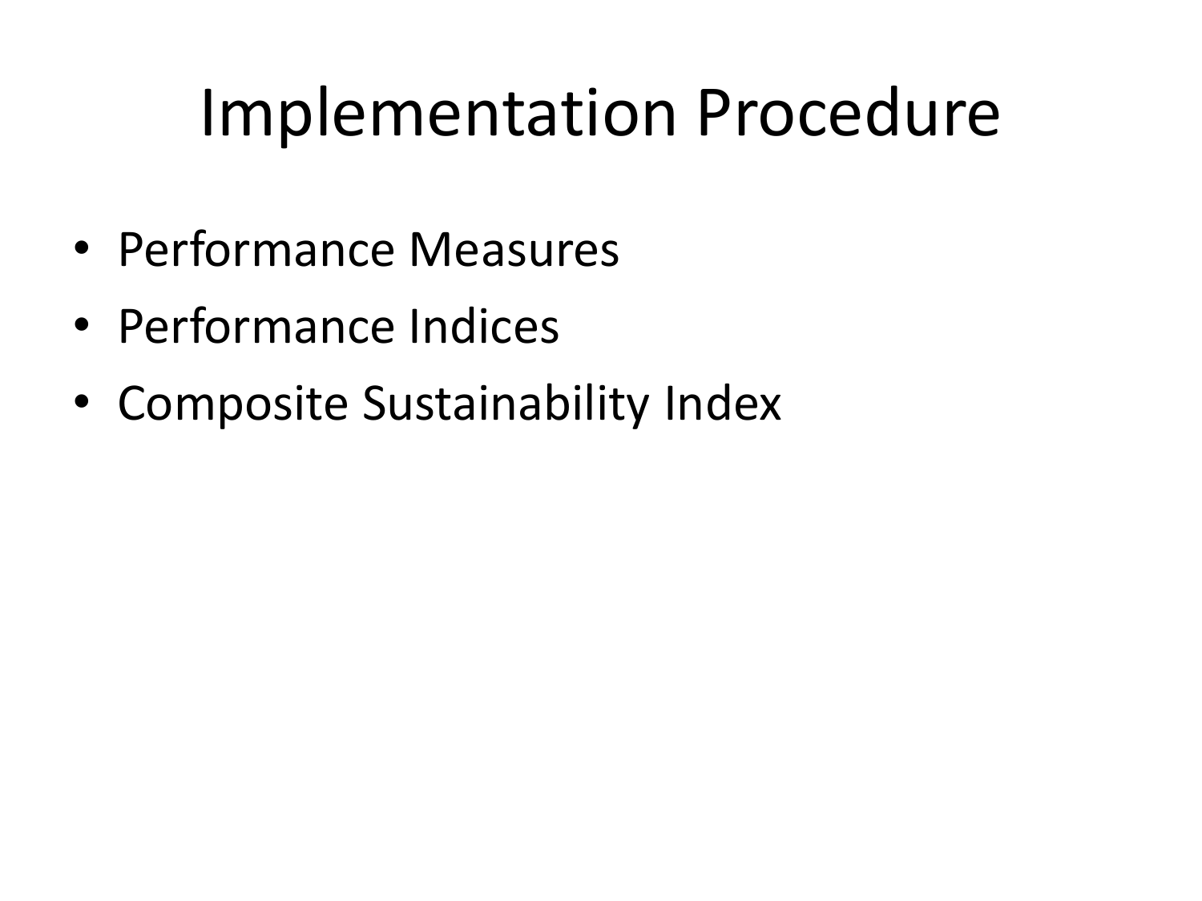# Implementation Procedure

- Performance Measures
- Performance Indices
- Composite Sustainability Index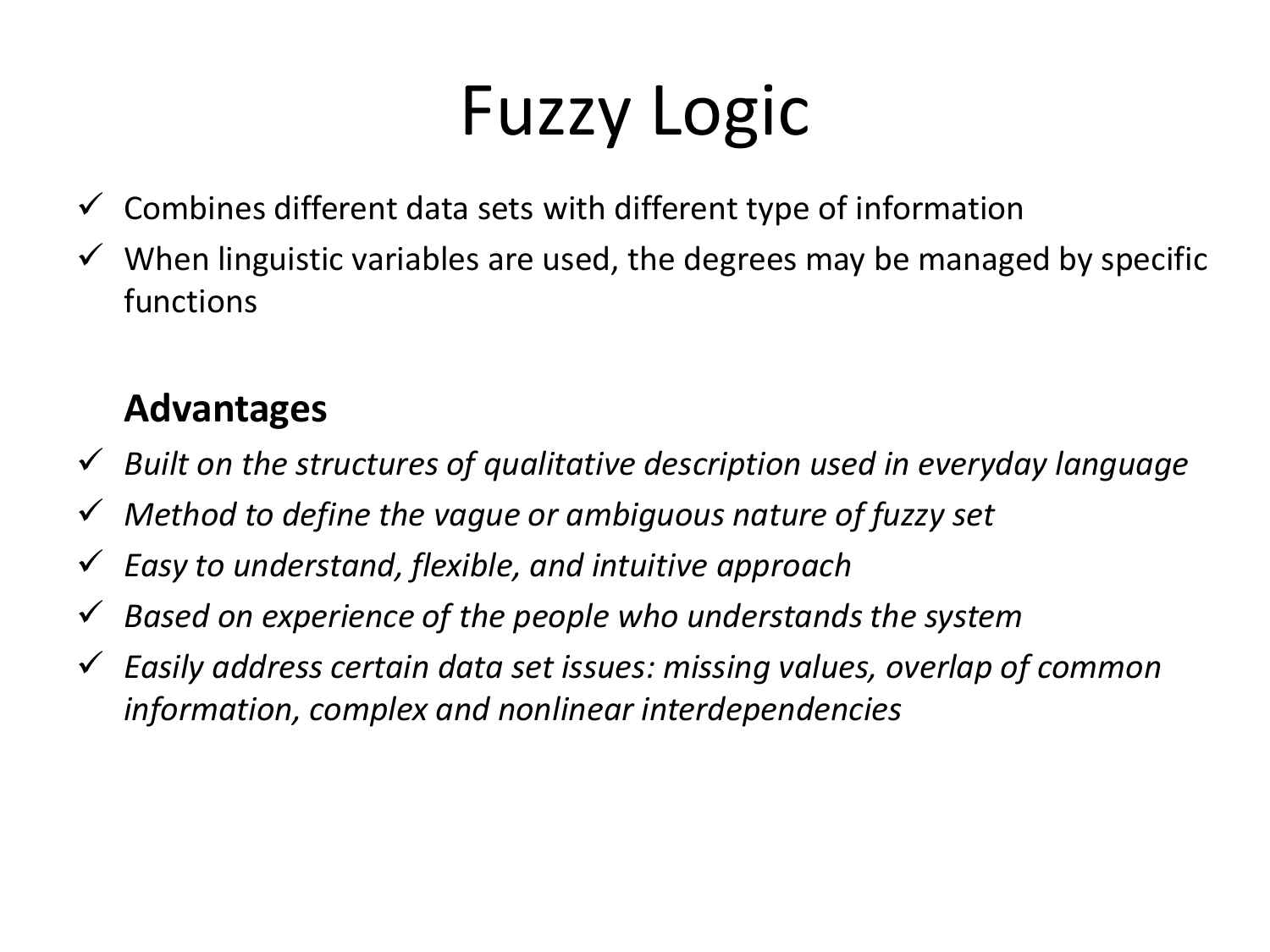# Fuzzy Logic

- ✓ Combines different data sets with different type of information
- ✓ When linguistic variables are used, the degrees may be managed by specific functions

### Advantages

- ✓ *Built on the structures of qualitative description used in everyday language*
- ✓ *Method to define the vague or ambiguous nature of fuzzy set*
- ✓ *Easy to understand, flexible, and intuitive approach*
- ✓ *Based on experience of the people who understands the system*
- ✓ *Easily address certain data set issues: missing values, overlap of common information, complex and nonlinear interdependencies*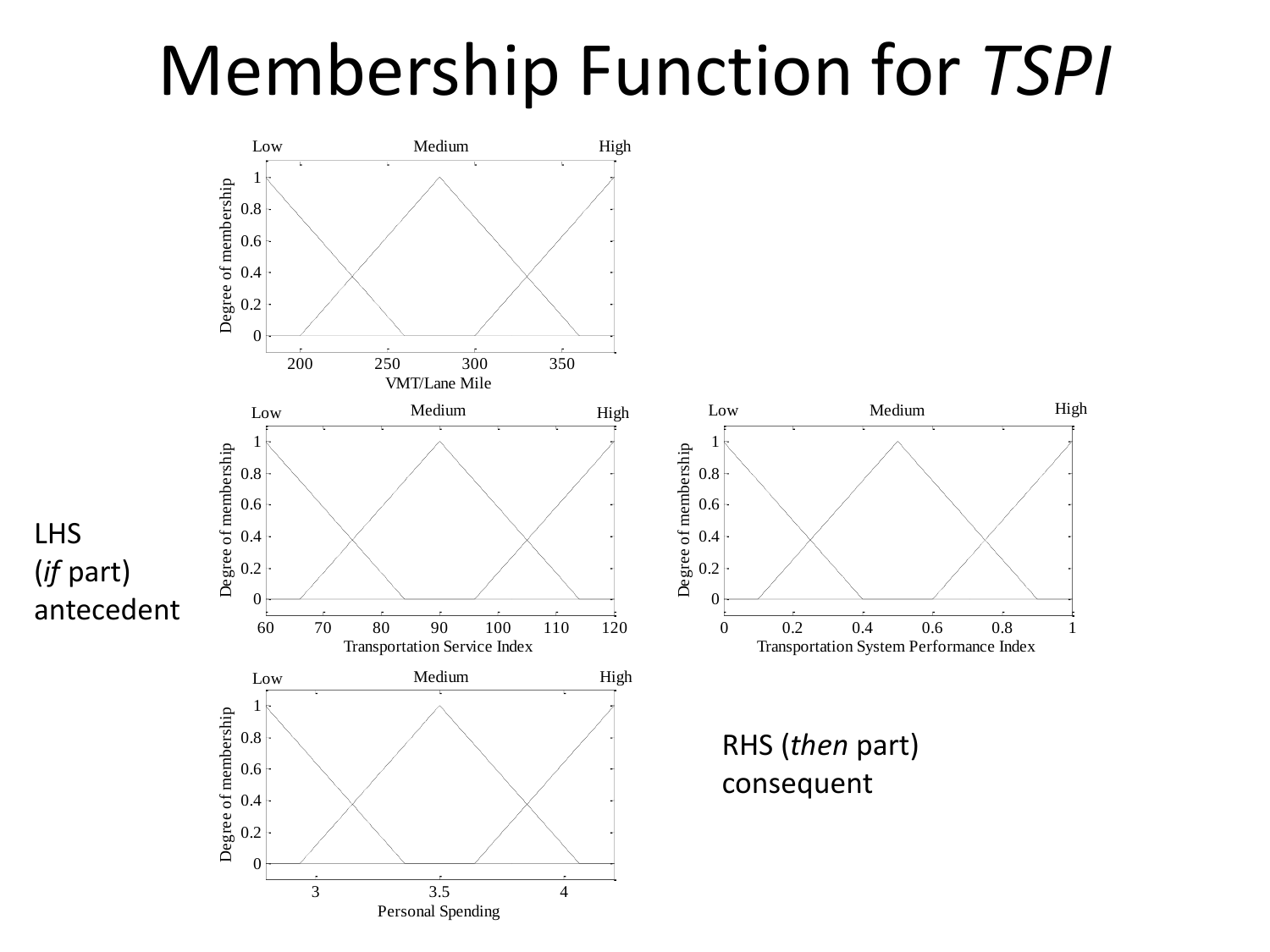# Membership Function for *TSPI*

LHS
(*if* part)
antecedent

RHS (*then* part)
consequent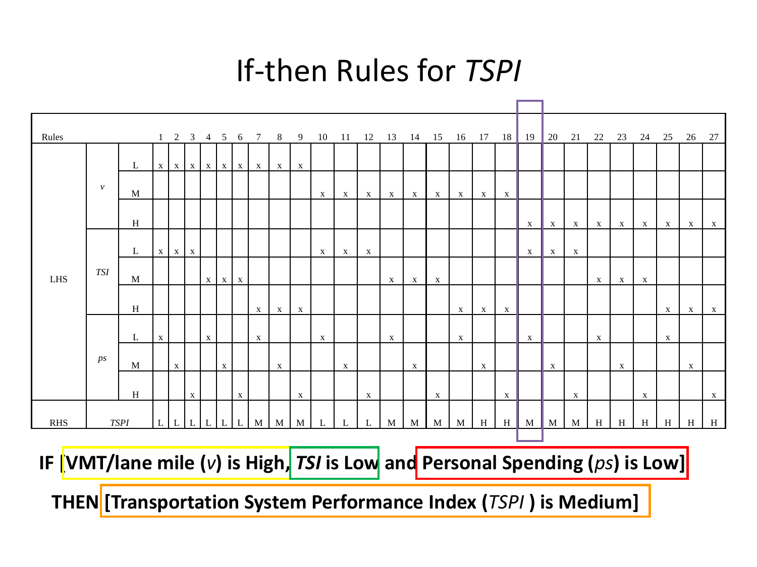# If-then Rules for *TSPI*

| Rules | | | 1 | 2 | 3 | 4 | 5 | 6 | 7 | 8 | 9 | 10 | 11 | 12 | 13 | 14 | 15 | 16 | 17 | 18 | 19 | 20 | 21 | 22 | 23 | 24 | 25 | 26 | 27 |
|---|---|---|---|---|---|---|---|---|---|---|---|---|---|---|---|---|---|---|---|---|---|---|---|---|---|---|---|---|---|
| LHS | *v* | L | x | x | x | x | x | x | x | x | x | | | | | | | | | | | | | | | | | | |
| | | M | | | | | | | | | | x | x | x | x | x | x | x | x | x | | | | | | | | | |
| | | H | | | | | | | | | | | | | | | | | | | x | x | x | x | x | x | x | x | x |
| | *TSI* | L | x | x | x | | | | | | | x | x | x | | | | | | | x | x | x | | | | | | |
| | | M | | | | x | x | x | | | | | | | x | x | x | | | | | | | x | x | x | | | |
| | | H | | | | | | | x | x | x | | | | | | | x | x | x | | | | | | | x | x | x |
| | *ps* | L | x | | | x | | | x | | | x | | | x | | | x | | | x | | | x | | | x | | |
| | | M | | x | | | x | | | x | | | x | | | x | | | x | | | x | | | x | | | x | |
| | | H | | | x | | | x | | | x | | | x | | | x | | | x | | | x | | | x | | | x |
| RHS | *TSPI* | | L | L | L | L | L | L | M | M | M | L | L | L | M | M | M | M | H | H | M | M | M | H | H | H | H | H | H |

**IF [VMT/lane mile (*v*) is High, *TSI* is Low and Personal Spending (*ps*) is Low]**

**THEN [Transportation System Performance Index (*TSPI* ) is Medium]**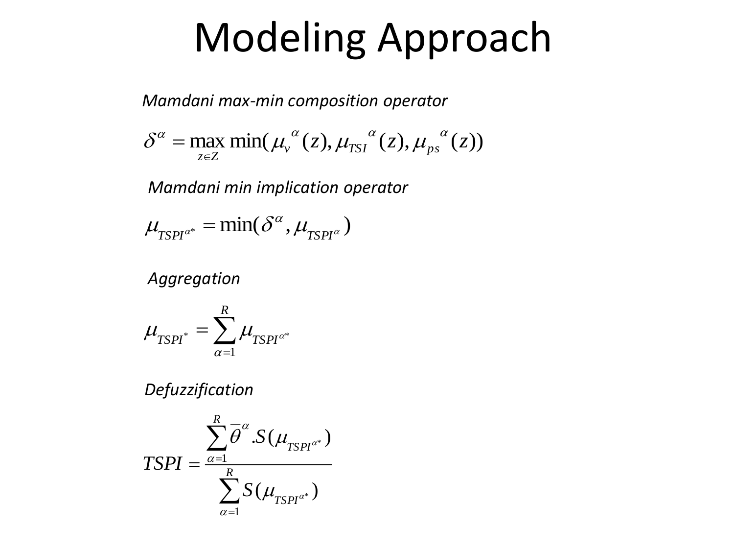# Modeling Approach

*Mamdani max-min composition operator*

$$\delta^{\alpha} = \max_{z \in Z} \min({\mu_v}^{\alpha}(\mathrm{z}), {\mu_{TSI}}^{\alpha}(\mathrm{z}), {\mu_{ps}}^{\alpha}(\mathrm{z}))$$

*Mamdani min implication operator*

$$\mu_{TSPI^{\alpha *}} = \min(\delta^{\alpha}, \mu_{TSPI^{\alpha}})$$

*Aggregation*

$$\mu_{TSPI^{*}} = \sum_{\alpha=1}^{R} \mu_{TSPI^{\alpha *}}$$

*Defuzzification*

$$TSPI = \frac{\sum_{\alpha=1}^{R} \overline{\theta}^{\alpha} . S(\mu_{TSPI^{\alpha *}})}{\sum_{\alpha=1}^{R} S(\mu_{TSPI^{\alpha *}})}$$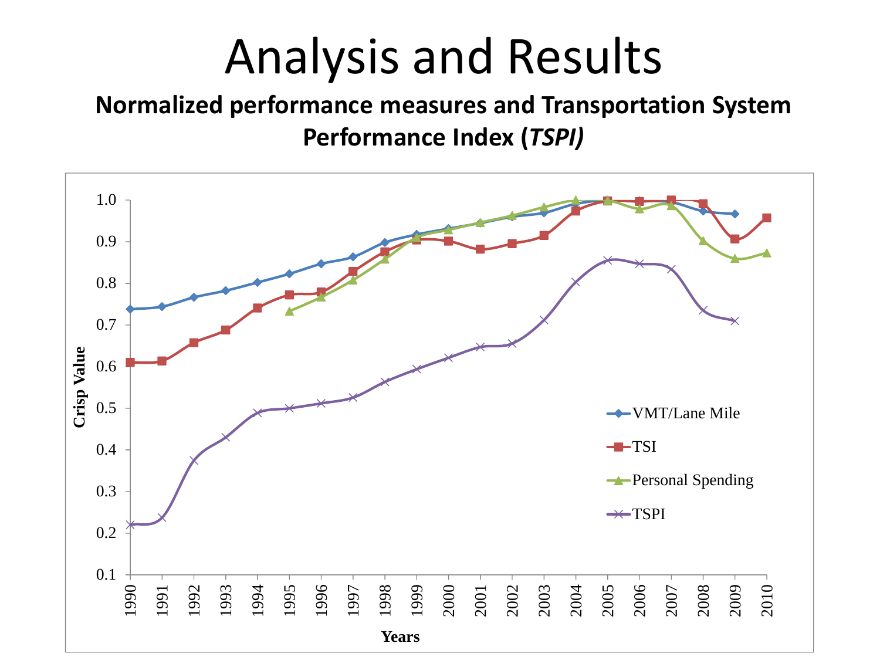# Analysis and Results

## Normalized performance measures and Transportation System Performance Index (*TSPI)*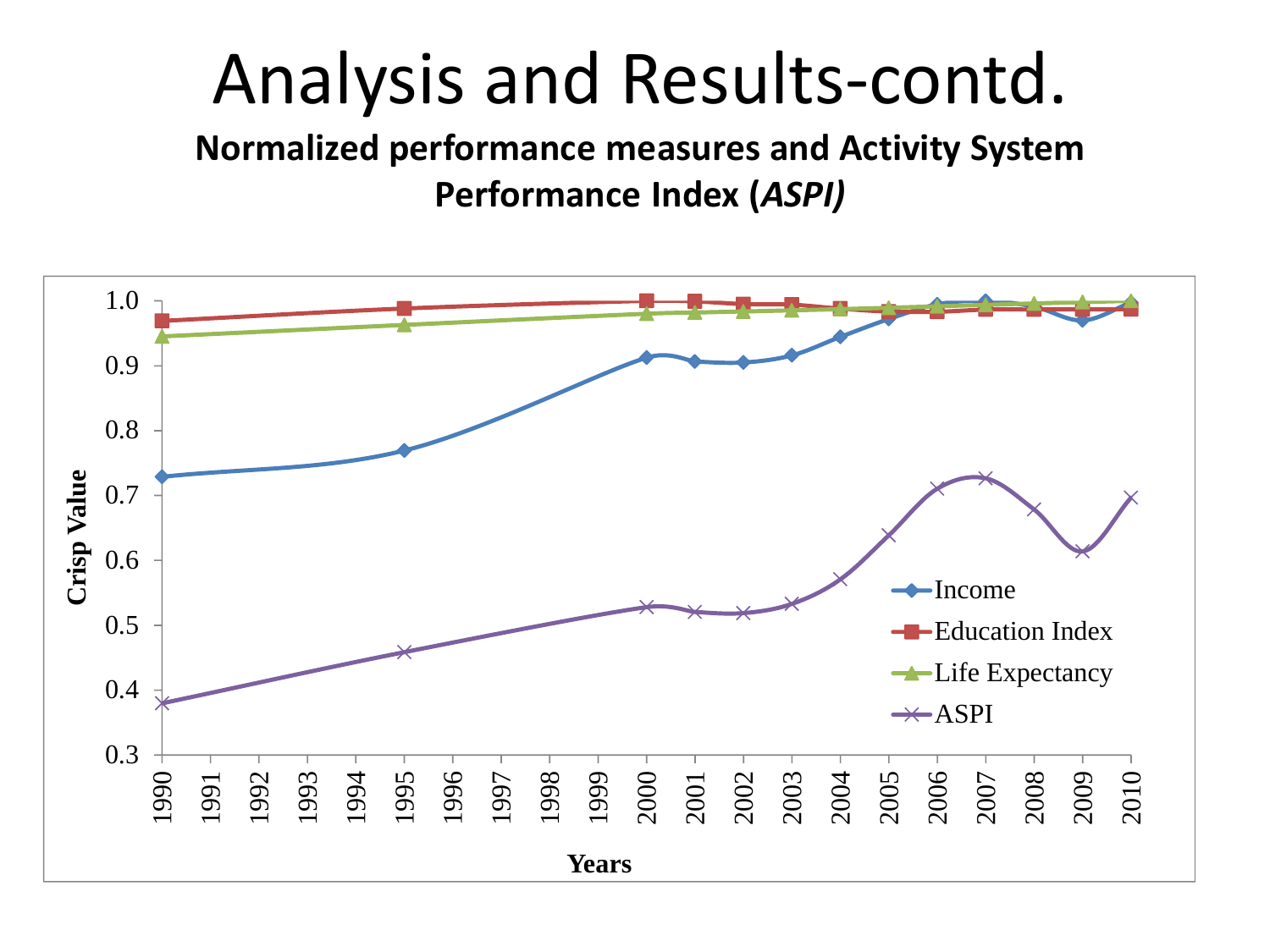# Analysis and Results-contd.

**Normalized performance measures and Activity System Performance Index (*ASPI)***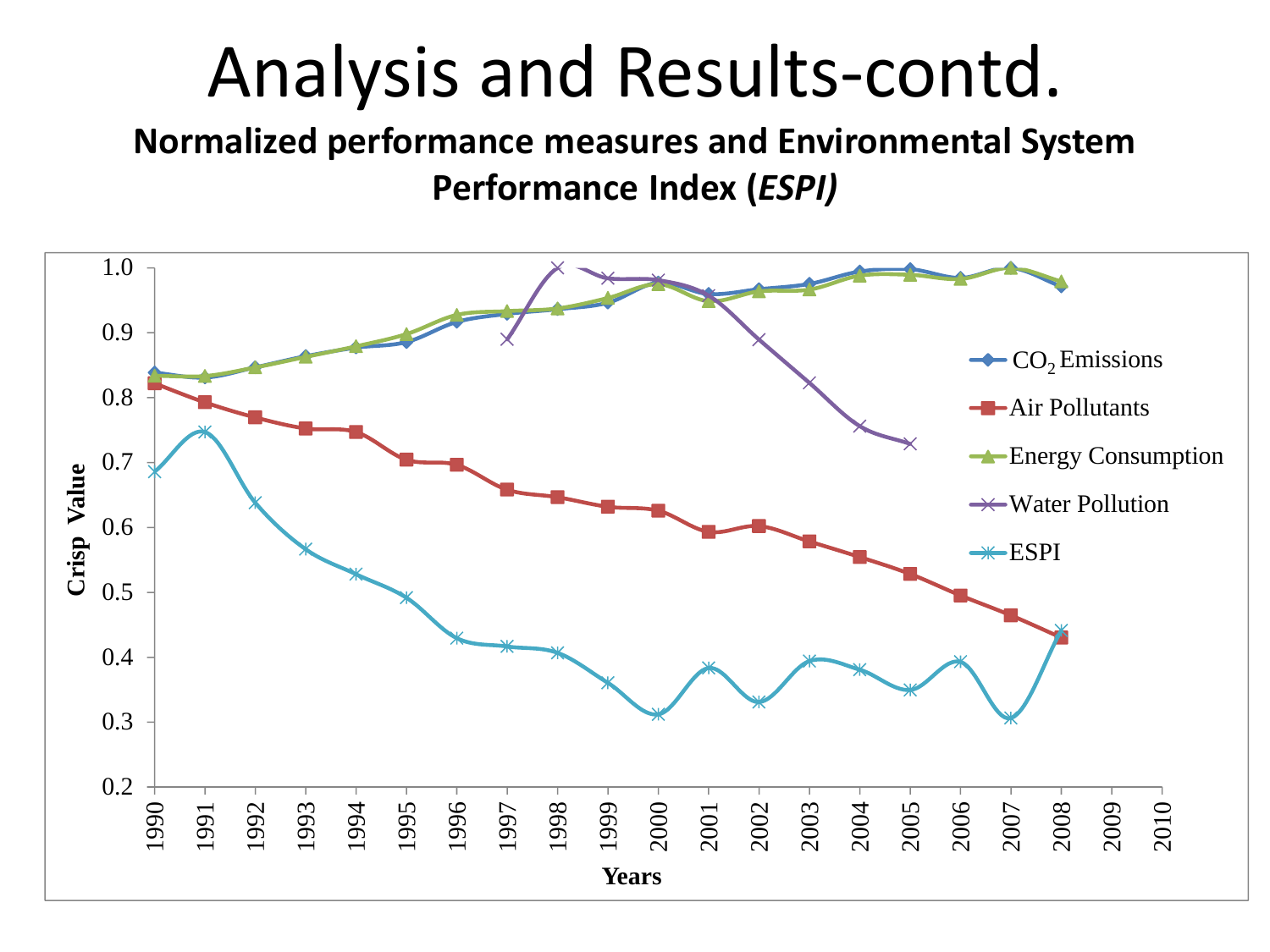# Analysis and Results-contd.

**Normalized performance measures and Environmental System Performance Index (*ESPI)***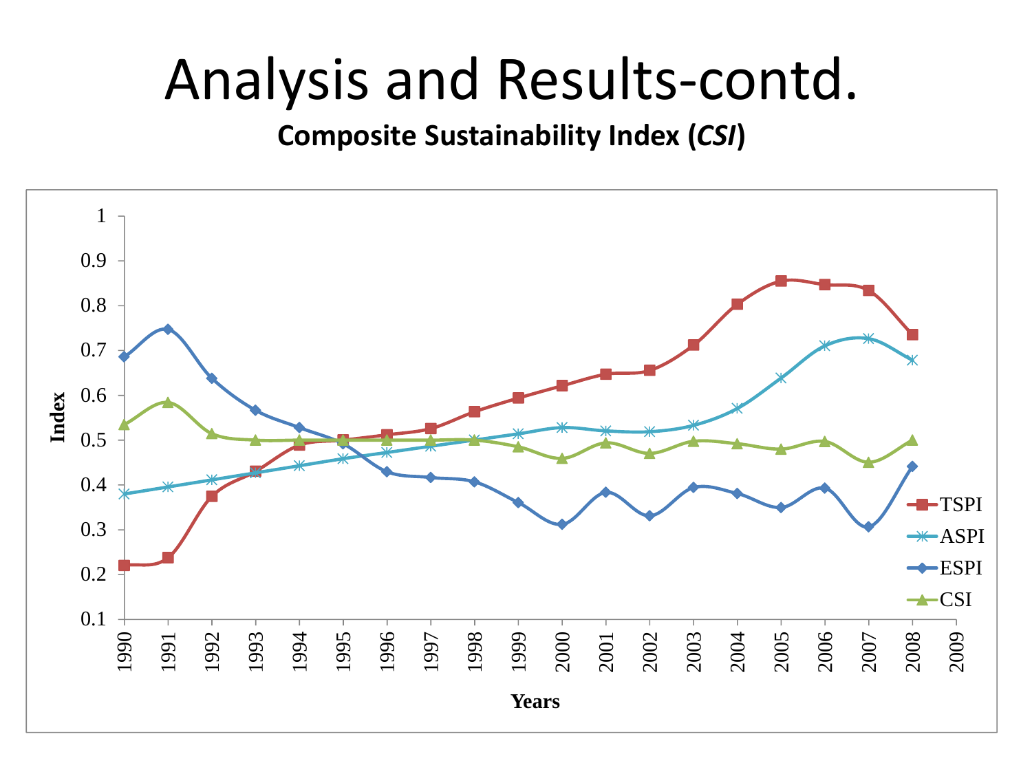# Analysis and Results-contd.

**Composite Sustainability Index (*CSI*)**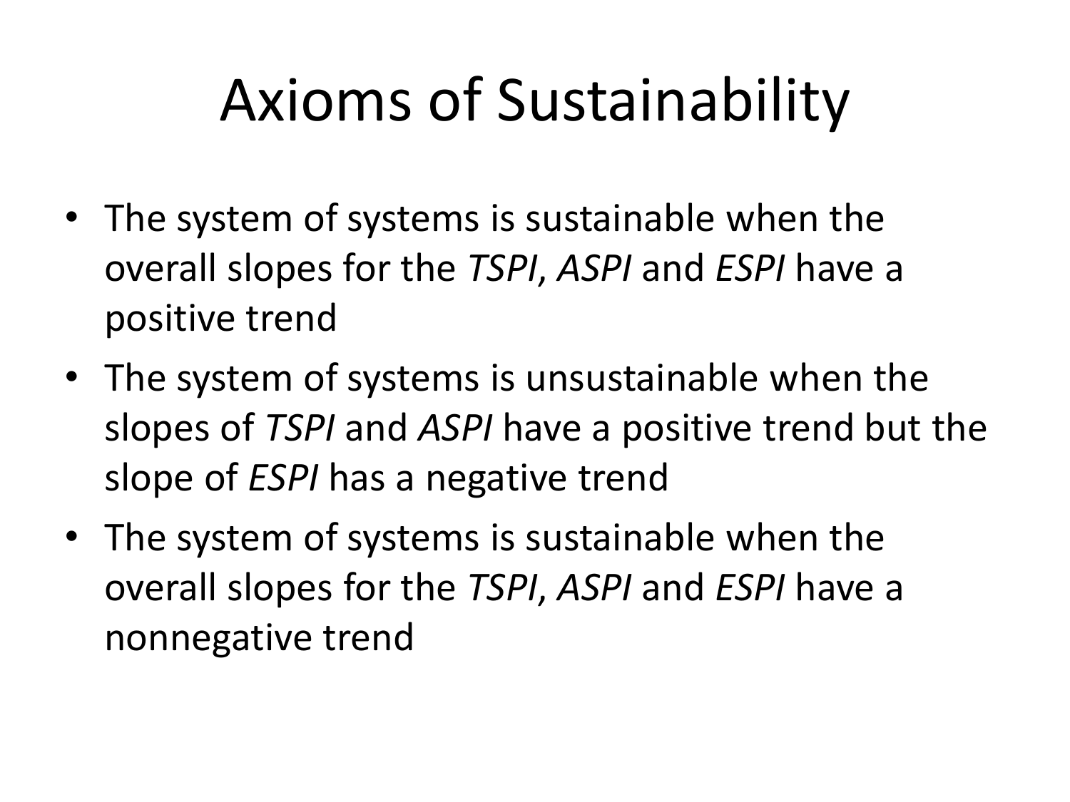# Axioms of Sustainability

- The system of systems is sustainable when the overall slopes for the *TSPI*, *ASPI* and *ESPI* have a positive trend
- The system of systems is unsustainable when the slopes of *TSPI* and *ASPI* have a positive trend but the slope of *ESPI* has a negative trend
- The system of systems is sustainable when the overall slopes for the *TSPI*, *ASPI* and *ESPI* have a nonnegative trend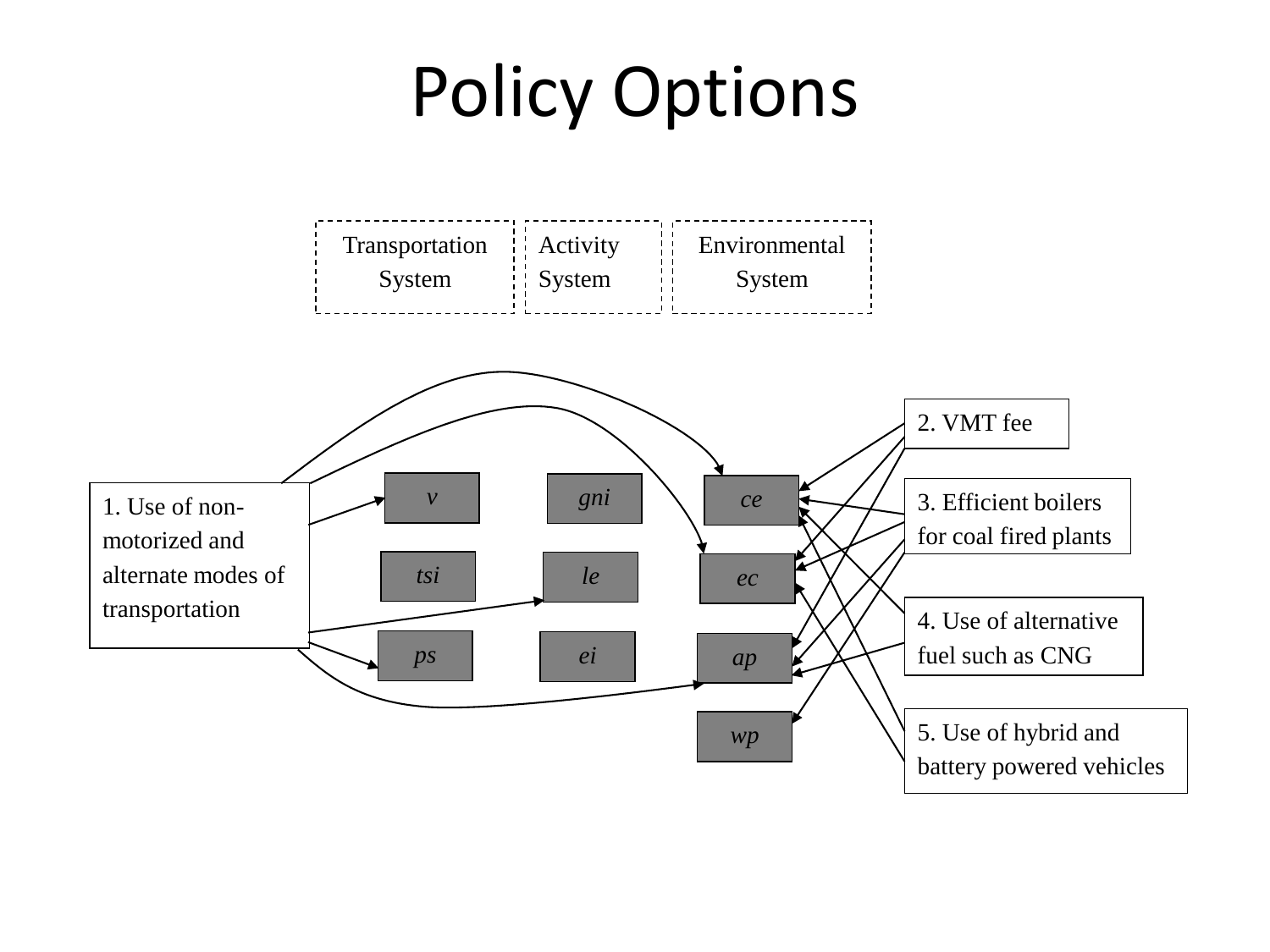# Policy Options

Transportation System

Activity System

Environmental System

*v*

*gni*

*ce*

*tsi*

*le*

*ec*

*ps*

*ei*

*ap*

*wp*

1. Use of non-motorized and alternate modes of transportation

2. VMT fee

3. Efficient boilers for coal fired plants

4. Use of alternative fuel such as CNG

5. Use of hybrid and battery powered vehicles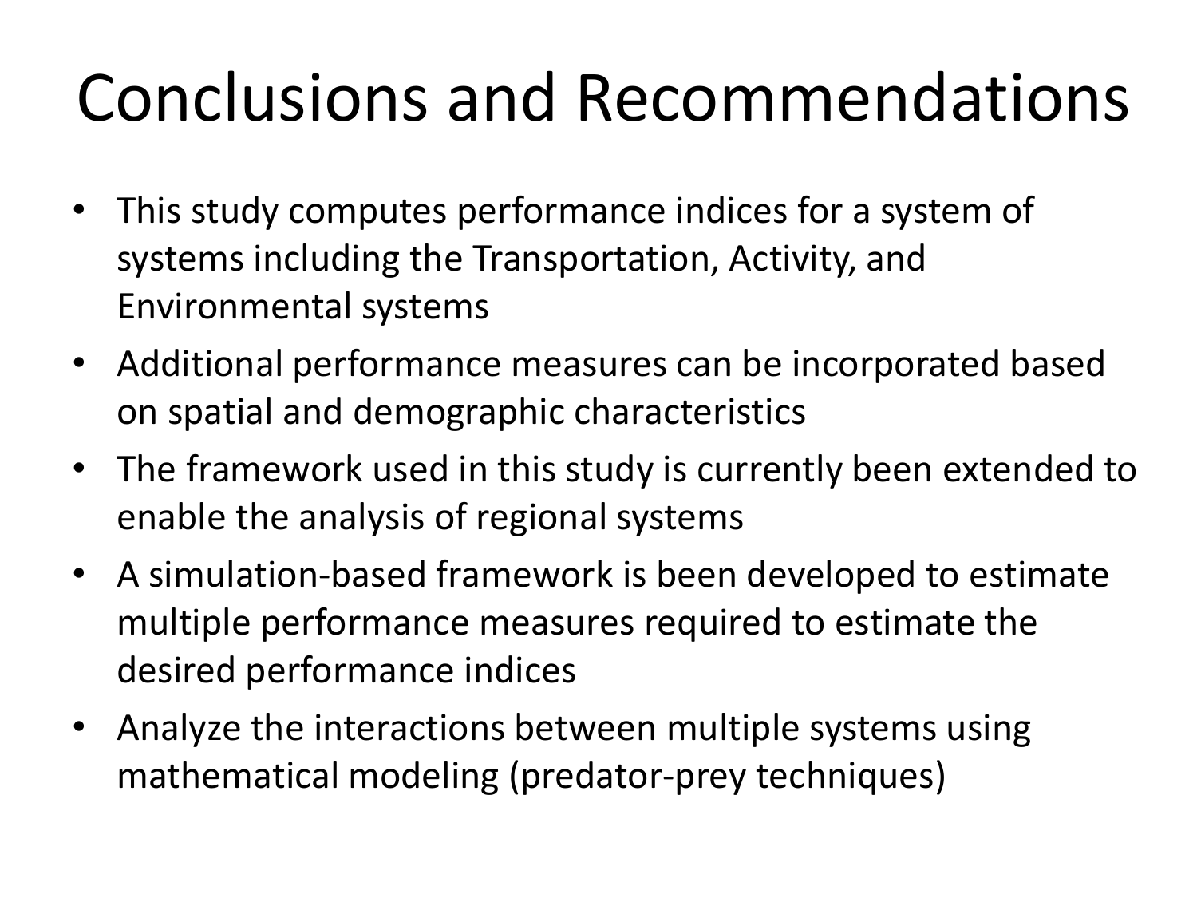# Conclusions and Recommendations

- This study computes performance indices for a system of systems including the Transportation, Activity, and Environmental systems
- Additional performance measures can be incorporated based on spatial and demographic characteristics
- The framework used in this study is currently been extended to enable the analysis of regional systems
- A simulation-based framework is been developed to estimate multiple performance measures required to estimate the desired performance indices
- Analyze the interactions between multiple systems using mathematical modeling (predator-prey techniques)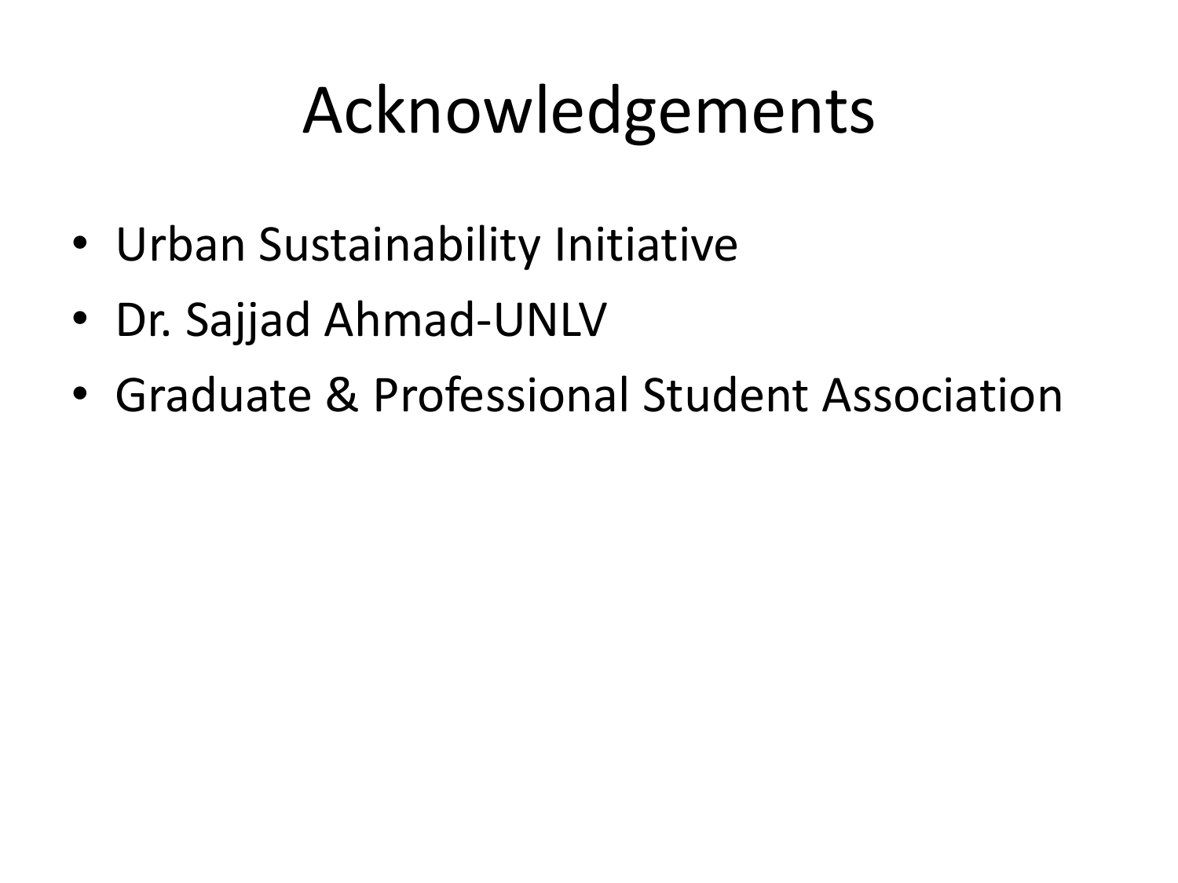# Acknowledgements

- Urban Sustainability Initiative
- Dr. Sajjad Ahmad-UNLV
- Graduate & Professional Student Association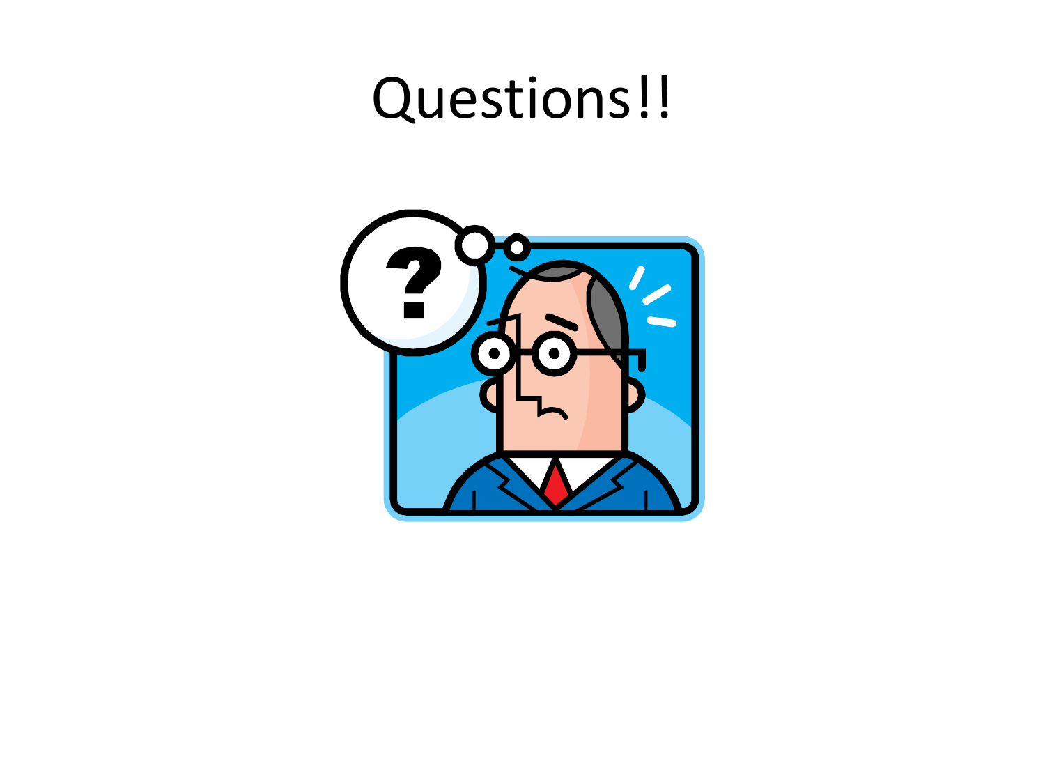# Questions!!